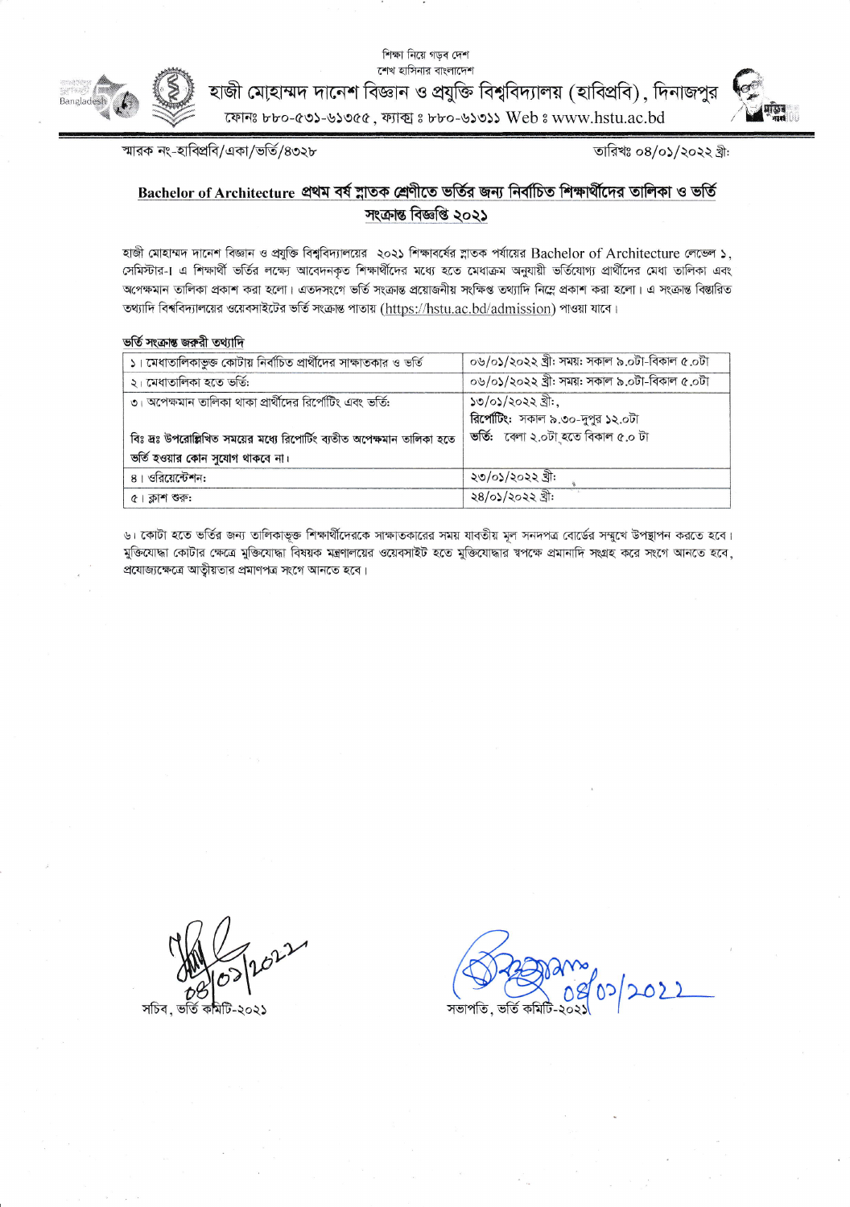শিক্ষা নিয়ে গড়ব দেশ
শেখ হাসিনার বাংলাদেশ

# হাজী মোহাম্মদ দানেশ বিজ্ঞান ও প্রযুক্তি বিশ্ববিদ্যালয় (হাবিপ্রবি), দিনাজপুর

ফোনঃ ৮৮০-৫৩১-৬১৩৫৫, ফ্যাক্স ঃ ৮৮০-৬১৩১১ Web ঃ www.hstu.ac.bd

স্মারক নং-হাবিপ্রবি/একা/ভর্তি/৪৩২৮

তারিখঃ ০৪/০১/২০২২ খ্রী:

## Bachelor of Architecture প্রথম বর্ষ স্নাতক শ্রেণীতে ভর্তির জন্য নির্বাচিত শিক্ষার্থীদের তালিকা ও ভর্তি সংক্রান্ত বিজ্ঞপ্তি ২০২১

হাজী মোহাম্মদ দানেশ বিজ্ঞান ও প্রযুক্তি বিশ্ববিদ্যালয়ের ২০২১ শিক্ষাবর্ষের স্নাতক পর্যায়ের Bachelor of Architecture লেভেল ১, সেমিস্টার-I এ শিক্ষার্থী ভর্তির লক্ষ্যে আবেদনকৃত শিক্ষার্থীদের মধ্যে হতে মেধাক্রম অনুযায়ী ভর্তিযোগ্য প্রার্থীদের মেধা তালিকা এবং অপেক্ষমান তালিকা প্রকাশ করা হলো। এতদসংগে ভর্তি সংক্রান্ত প্রয়োজনীয় সংক্ষিপ্ত তথ্যাদি নিম্নে প্রকাশ করা হলো। এ সংক্রান্ত বিস্তারিত তথ্যাদি বিশ্ববিদ্যালয়ের ওয়েবসাইটের ভর্তি সংক্রান্ত পাতায় (https://hstu.ac.bd/admission) পাওয়া যাবে।

**ভর্তি সংক্রান্ত জরুরী তথ্যাদি**

| বিষয় | তারিখ ও সময় |
|---|---|
| ১। মেধাতালিকাভুক্ত কোটায় নির্বাচিত প্রার্থীদের সাক্ষাতকার ও ভর্তি | ০৬/০১/২০২২ খ্রী: সময়: সকাল ৯.০টা-বিকাল ৫.০টা |
| ২। মেধাতালিকা হতে ভর্তি: | ০৬/০১/২০২২ খ্রী: সময়: সকাল ৯.০টা-বিকাল ৫.০টা |
| ৩। অপেক্ষমান তালিকা থাকা প্রার্থীদের রিপোর্টিং এবং ভর্তি: **বিঃ দ্রঃ উপরোল্লিখিত সময়ের মধ্যে রিপোর্টিং ব্যতীত অপেক্ষমান তালিকা হতে ভর্তি হওয়ার কোন সুযোগ থাকবে না।** | ১৩/০১/২০২২ খ্রী:, **রিপোর্টিং:** সকাল ৯.৩০-দুপুর ১২.০টা **ভর্তি:** বেলা ২.০টা হতে বিকাল ৫.০ টা |
| ৪। ওরিয়েন্টেশন: | ২৩/০১/২০২২ খ্রী: |
| ৫। ক্লাশ শুরু: | ২৪/০১/২০২২ খ্রী: |

৬। কোটা হতে ভর্তির জন্য তালিকাভুক্ত শিক্ষার্থীদেরকে সাক্ষাতকারের সময় যাবতীয় মূল সনদপত্র বোর্ডের সম্মুখে উপস্থাপন করতে হবে। মুক্তিযোদ্ধা কোটার ক্ষেত্রে মুক্তিযোদ্ধা বিষয়ক মন্ত্রণালয়ের ওয়েবসাইট হতে মুক্তিযোদ্ধার স্বপক্ষে প্রমানাদি সংগ্রহ করে সংগে আনতে হবে, প্রযোজ্যক্ষেত্রে আত্মীয়তার প্রমাণপত্র সংগে আনতে হবে।

04/01/2022
সচিব, ভর্তি কমিটি-২০২১

04/01/2022
সভাপতি, ভর্তি কমিটি-২০২১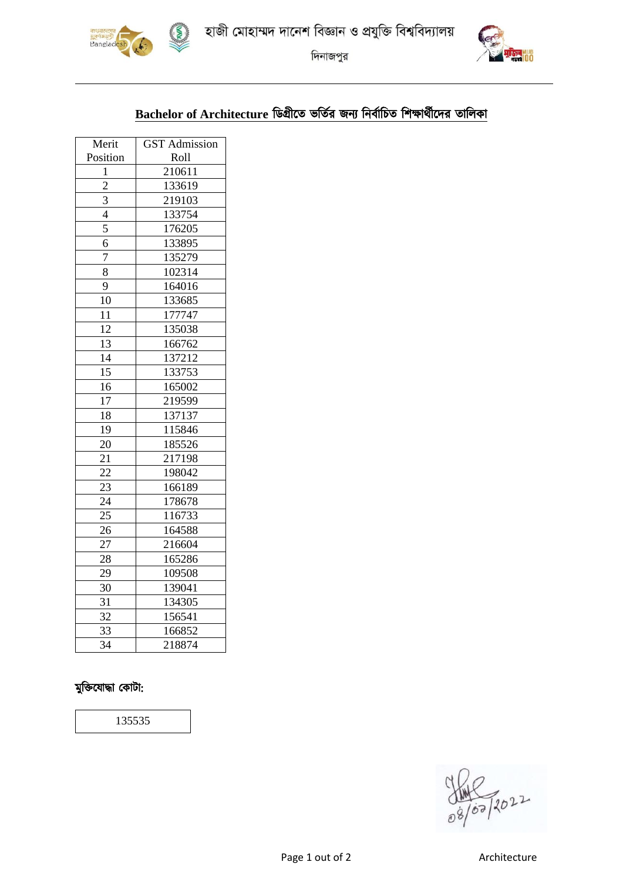# হাজী মোহাম্মদ দানেশ বিজ্ঞান ও প্রযুক্তি বিশ্ববিদ্যালয়

দিনাজপুর

## Bachelor of Architecture ডিগ্রীতে ভর্তির জন্য নির্বাচিত শিক্ষার্থীদের তালিকা

| Merit Position | GST Admission Roll |
|---|---|
| 1 | 210611 |
| 2 | 133619 |
| 3 | 219103 |
| 4 | 133754 |
| 5 | 176205 |
| 6 | 133895 |
| 7 | 135279 |
| 8 | 102314 |
| 9 | 164016 |
| 10 | 133685 |
| 11 | 177747 |
| 12 | 135038 |
| 13 | 166762 |
| 14 | 137212 |
| 15 | 133753 |
| 16 | 165002 |
| 17 | 219599 |
| 18 | 137137 |
| 19 | 115846 |
| 20 | 185526 |
| 21 | 217198 |
| 22 | 198042 |
| 23 | 166189 |
| 24 | 178678 |
| 25 | 116733 |
| 26 | 164588 |
| 27 | 216604 |
| 28 | 165286 |
| 29 | 109508 |
| 30 | 139041 |
| 31 | 134305 |
| 32 | 156541 |
| 33 | 166852 |
| 34 | 218874 |

**মুক্তিযোদ্ধা কোটা:**

| |
|---|
| 135535 |

০৪/০৭/২০22

Architecture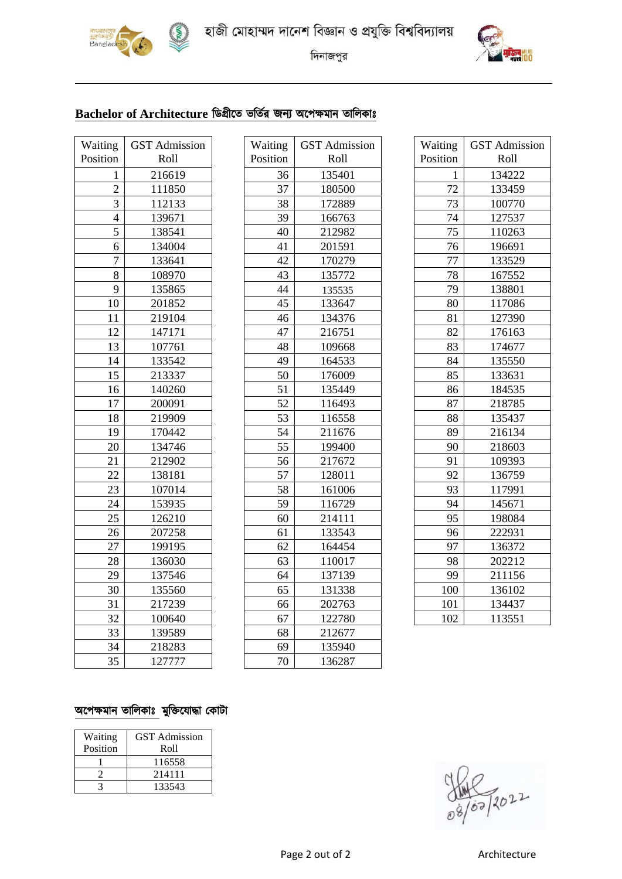হাজী মোহাম্মদ দানেশ বিজ্ঞান ও প্রযুক্তি বিশ্ববিদ্যালয়

দিনাজপুর

## Bachelor of Architecture ডিগ্রীতে ভর্তির জন্য অপেক্ষমান তালিকাঃ

| Waiting Position | GST Admission Roll |
|---|---|
| 1 | 216619 |
| 2 | 111850 |
| 3 | 112133 |
| 4 | 139671 |
| 5 | 138541 |
| 6 | 134004 |
| 7 | 133641 |
| 8 | 108970 |
| 9 | 135865 |
| 10 | 201852 |
| 11 | 219104 |
| 12 | 147171 |
| 13 | 107761 |
| 14 | 133542 |
| 15 | 213337 |
| 16 | 140260 |
| 17 | 200091 |
| 18 | 219909 |
| 19 | 170442 |
| 20 | 134746 |
| 21 | 212902 |
| 22 | 138181 |
| 23 | 107014 |
| 24 | 153935 |
| 25 | 126210 |
| 26 | 207258 |
| 27 | 199195 |
| 28 | 136030 |
| 29 | 137546 |
| 30 | 135560 |
| 31 | 217239 |
| 32 | 100640 |
| 33 | 139589 |
| 34 | 218283 |
| 35 | 127777 |
| 36 | 135401 |
| 37 | 180500 |
| 38 | 172889 |
| 39 | 166763 |
| 40 | 212982 |
| 41 | 201591 |
| 42 | 170279 |
| 43 | 135772 |
| 44 | 135535 |
| 45 | 133647 |
| 46 | 134376 |
| 47 | 216751 |
| 48 | 109668 |
| 49 | 164533 |
| 50 | 176009 |
| 51 | 135449 |
| 52 | 116493 |
| 53 | 116558 |
| 54 | 211676 |
| 55 | 199400 |
| 56 | 217672 |
| 57 | 128011 |
| 58 | 161006 |
| 59 | 116729 |
| 60 | 214111 |
| 61 | 133543 |
| 62 | 164454 |
| 63 | 110017 |
| 64 | 137139 |
| 65 | 131338 |
| 66 | 202763 |
| 67 | 122780 |
| 68 | 212677 |
| 69 | 135940 |
| 70 | 136287 |
| 1 | 134222 |
| 72 | 133459 |
| 73 | 100770 |
| 74 | 127537 |
| 75 | 110263 |
| 76 | 196691 |
| 77 | 133529 |
| 78 | 167552 |
| 79 | 138801 |
| 80 | 117086 |
| 81 | 127390 |
| 82 | 176163 |
| 83 | 174677 |
| 84 | 135550 |
| 85 | 133631 |
| 86 | 184535 |
| 87 | 218785 |
| 88 | 135437 |
| 89 | 216134 |
| 90 | 218603 |
| 91 | 109393 |
| 92 | 136759 |
| 93 | 117991 |
| 94 | 145671 |
| 95 | 198084 |
| 96 | 222931 |
| 97 | 136372 |
| 98 | 202212 |
| 99 | 211156 |
| 100 | 136102 |
| 101 | 134437 |
| 102 | 113551 |

## অপেক্ষমান তালিকাঃ মুক্তিযোদ্ধা কোটা

| Waiting Position | GST Admission Roll |
|---|---|
| 1 | 116558 |
| 2 | 214111 |
| 3 | 133543 |

০৪/০৩/2022

Architecture